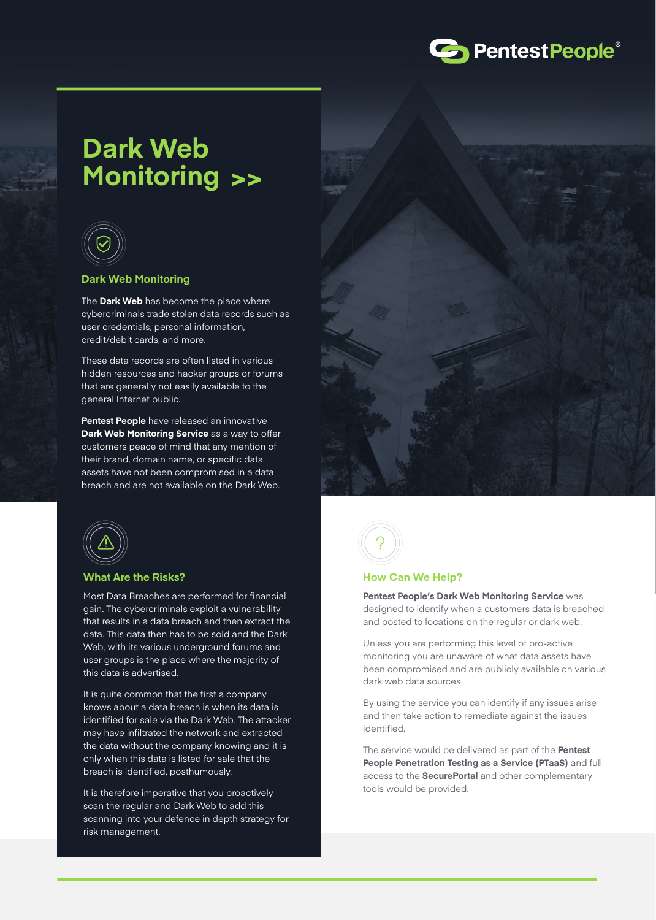# Dark Web Monitoring >>

## Dark Web Monitoring

The **Dark Web** has become the place where cybercriminals trade stolen data records such as user credentials, personal information, credit/debit cards, and more.

These data records are often listed in various hidden resources and hacker groups or forums that are generally not easily available to the general Internet public.

**Pentest People** have released an innovative **Dark Web Monitoring Service** as a way to offer customers peace of mind that any mention of their brand, domain name, or specific data assets have not been compromised in a data breach and are not available on the Dark Web.

## What Are the Risks?

Most Data Breaches are performed for financial gain. The cybercriminals exploit a vulnerability that results in a data breach and then extract the data. This data then has to be sold and the Dark Web, with its various underground forums and user groups is the place where the majority of this data is advertised.

It is quite common that the first a company knows about a data breach is when its data is identified for sale via the Dark Web. The attacker may have infiltrated the network and extracted the data without the company knowing and it is only when this data is listed for sale that the breach is identified, posthumously.

It is therefore imperative that you proactively scan the regular and Dark Web to add this scanning into your defence in depth strategy for risk management.

## How Can We Help?

**Pentest People's Dark Web Monitoring Service** was designed to identify when a customers data is breached and posted to locations on the regular or dark web.

Unless you are performing this level of pro-active monitoring you are unaware of what data assets have been compromised and are publicly available on various dark web data sources.

By using the service you can identify if any issues arise and then take action to remediate against the issues identified.

The service would be delivered as part of the **Pentest People Penetration Testing as a Service (PTaaS)** and full access to the **SecurePortal** and other complementary tools would be provided.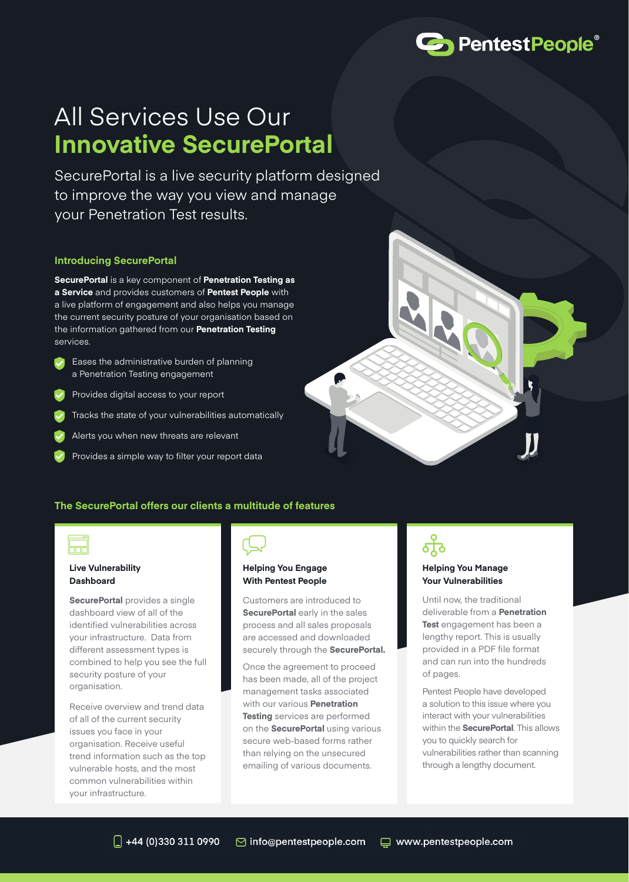# All Services Use Our **Innovative SecurePortal**

SecurePortal is a live security platform designed to improve the way you view and manage your Penetration Test results.

## Introducing SecurePortal

**SecurePortal** is a key component of **Penetration Testing as a Service** and provides customers of **Pentest People** with a live platform of engagement and also helps you manage the current security posture of your organisation based on the information gathered from our **Penetration Testing** services.

- Eases the administrative burden of planning a Penetration Testing engagement
- Provides digital access to your report
- Tracks the state of your vulnerabilities automatically
- Alerts you when new threats are relevant
- Provides a simple way to filter your report data

## The SecurePortal offers our clients a multitude of features

### Live Vulnerability Dashboard

**SecurePortal** provides a single dashboard view of all of the identified vulnerabilities across your infrastructure. Data from different assessment types is combined to help you see the full security posture of your organisation.

Receive overview and trend data of all of the current security issues you face in your organisation. Receive useful trend information such as the top vulnerable hosts, and the most common vulnerabilities within your infrastructure.

### Helping You Engage With Pentest People

Customers are introduced to **SecurePortal** early in the sales process and all sales proposals are accessed and downloaded securely through the **SecurePortal.**

Once the agreement to proceed has been made, all of the project management tasks associated with our various **Penetration Testing** services are performed on the **SecurePortal** using various secure web-based forms rather than relying on the unsecured emailing of various documents.

### Helping You Manage Your Vulnerabilities

Until now, the traditional deliverable from a **Penetration Test** engagement has been a lengthy report. This is usually provided in a PDF file format and can run into the hundreds of pages.

Pentest People have developed a solution to this issue where you interact with your vulnerabilities within the **SecurePortal**. This allows you to quickly search for vulnerabilities rather than scanning through a lengthy document.

+44 (0)330 311 0990 | info@pentestpeople.com | www.pentestpeople.com